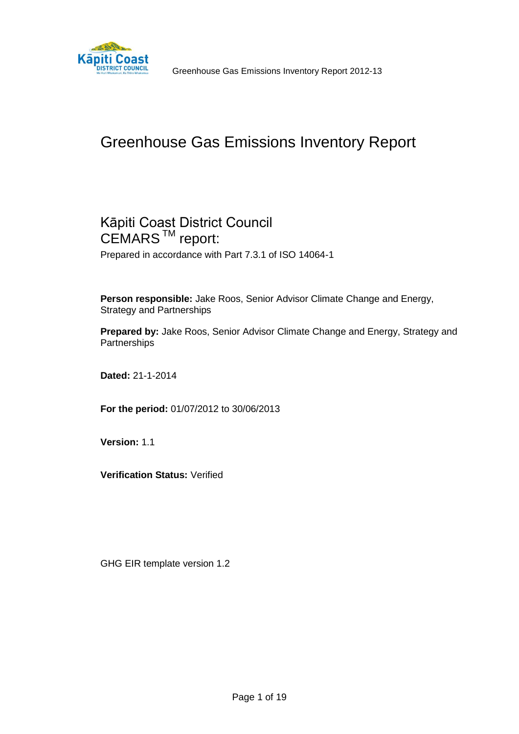# Greenhouse Gas Emissions Inventory Report

## Kāpiti Coast District Council
## CEMARS[TM] report:

Prepared in accordance with Part 7.3.1 of ISO 14064-1

**Person responsible:** Jake Roos, Senior Advisor Climate Change and Energy, Strategy and Partnerships

**Prepared by:** Jake Roos, Senior Advisor Climate Change and Energy, Strategy and Partnerships

**Dated:** 21-1-2014

**For the period:** 01/07/2012 to 30/06/2013

**Version:** 1.1

**Verification Status:** Verified

GHG EIR template version 1.2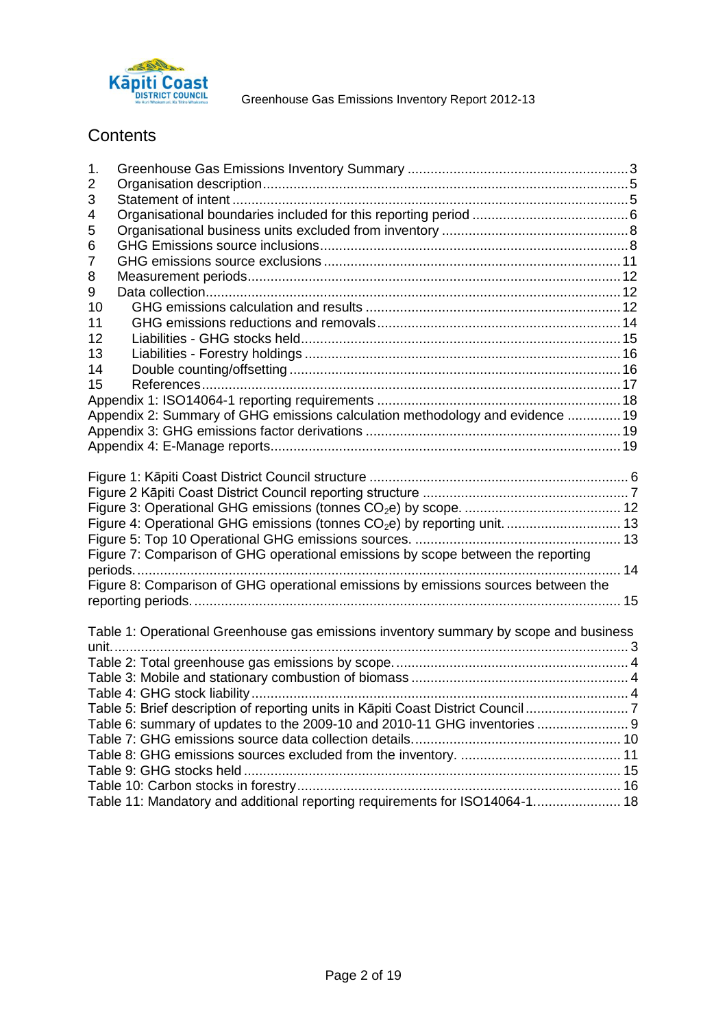# Contents

1. Greenhouse Gas Emissions Inventory Summary .......... 3
2 Organisation description .......... 5
3 Statement of intent .......... 5
4 Organisational boundaries included for this reporting period .......... 6
5 Organisational business units excluded from inventory .......... 8
6 GHG Emissions source inclusions .......... 8
7 GHG emissions source exclusions .......... 11
8 Measurement periods .......... 12
9 Data collection .......... 12
10 GHG emissions calculation and results .......... 12
11 GHG emissions reductions and removals .......... 14
12 Liabilities - GHG stocks held .......... 15
13 Liabilities - Forestry holdings .......... 16
14 Double counting/offsetting .......... 16
15 References .......... 17

Appendix 1: ISO14064-1 reporting requirements .......... 18
Appendix 2: Summary of GHG emissions calculation methodology and evidence .......... 19
Appendix 3: GHG emissions factor derivations .......... 19
Appendix 4: E-Manage reports .......... 19

Figure 1: Kāpiti Coast District Council structure .......... 6
Figure 2 Kāpiti Coast District Council reporting structure .......... 7
Figure 3: Operational GHG emissions (tonnes $CO_2e$) by scope. .......... 12
Figure 4: Operational GHG emissions (tonnes $CO_2e$) by reporting unit. .......... 13
Figure 5: Top 10 Operational GHG emissions sources. .......... 13
Figure 7: Comparison of GHG operational emissions by scope between the reporting periods. .......... 14
Figure 8: Comparison of GHG operational emissions by emissions sources between the reporting periods. .......... 15

Table 1: Operational Greenhouse gas emissions inventory summary by scope and business unit. .......... 3
Table 2: Total greenhouse gas emissions by scope. .......... 4
Table 3: Mobile and stationary combustion of biomass .......... 4
Table 4: GHG stock liability .......... 4
Table 5: Brief description of reporting units in Kāpiti Coast District Council .......... 7
Table 6: summary of updates to the 2009-10 and 2010-11 GHG inventories .......... 9
Table 7: GHG emissions source data collection details. .......... 10
Table 8: GHG emissions sources excluded from the inventory. .......... 11
Table 9: GHG stocks held .......... 15
Table 10: Carbon stocks in forestry .......... 16
Table 11: Mandatory and additional reporting requirements for ISO14064-1. .......... 18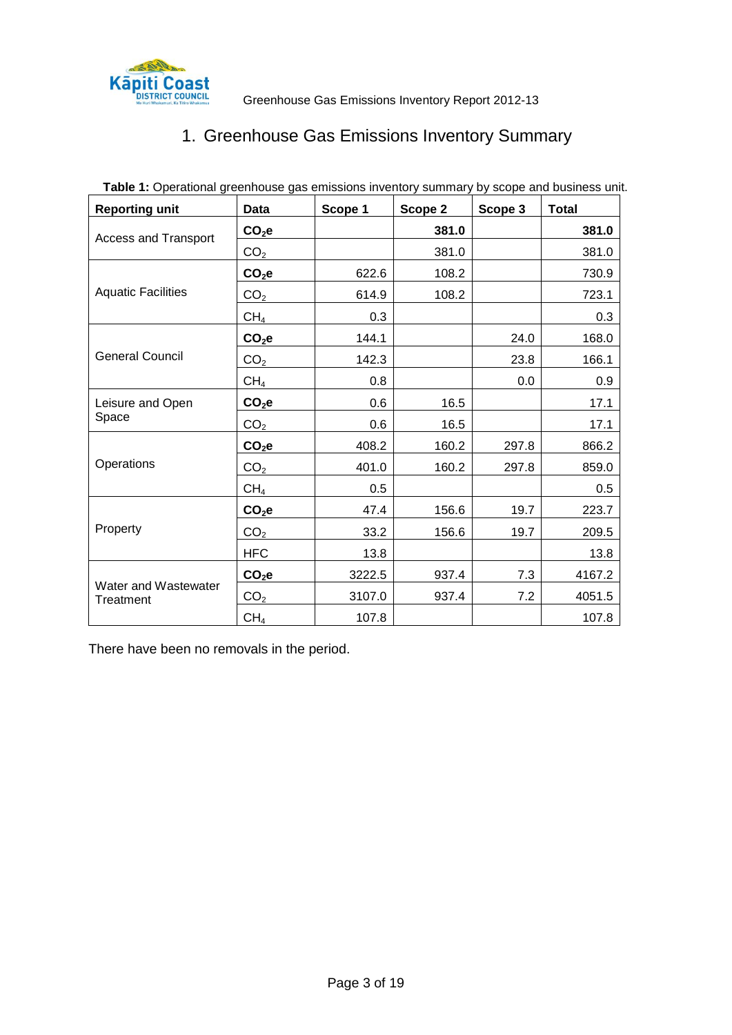# 1. Greenhouse Gas Emissions Inventory Summary

**Table 1:** Operational greenhouse gas emissions inventory summary by scope and business unit.

| Reporting unit | Data | Scope 1 | Scope 2 | Scope 3 | Total |
|---|---|---|---|---|---|
| Access and Transport | **$CO_2e$** | | **381.0** | | **381.0** |
| | $CO_2$ | | 381.0 | | 381.0 |
| Aquatic Facilities | **$CO_2e$** | 622.6 | 108.2 | | 730.9 |
| | $CO_2$ | 614.9 | 108.2 | | 723.1 |
| | $CH_4$ | 0.3 | | | 0.3 |
| General Council | **$CO_2e$** | 144.1 | | 24.0 | 168.0 |
| | $CO_2$ | 142.3 | | 23.8 | 166.1 |
| | $CH_4$ | 0.8 | | 0.0 | 0.9 |
| Leisure and Open Space | **$CO_2e$** | 0.6 | 16.5 | | 17.1 |
| | $CO_2$ | 0.6 | 16.5 | | 17.1 |
| Operations | **$CO_2e$** | 408.2 | 160.2 | 297.8 | 866.2 |
| | $CO_2$ | 401.0 | 160.2 | 297.8 | 859.0 |
| | $CH_4$ | 0.5 | | | 0.5 |
| Property | **$CO_2e$** | 47.4 | 156.6 | 19.7 | 223.7 |
| | $CO_2$ | 33.2 | 156.6 | 19.7 | 209.5 |
| | HFC | 13.8 | | | 13.8 |
| Water and Wastewater Treatment | **$CO_2e$** | 3222.5 | 937.4 | 7.3 | 4167.2 |
| | $CO_2$ | 3107.0 | 937.4 | 7.2 | 4051.5 |
| | $CH_4$ | 107.8 | | | 107.8 |

There have been no removals in the period.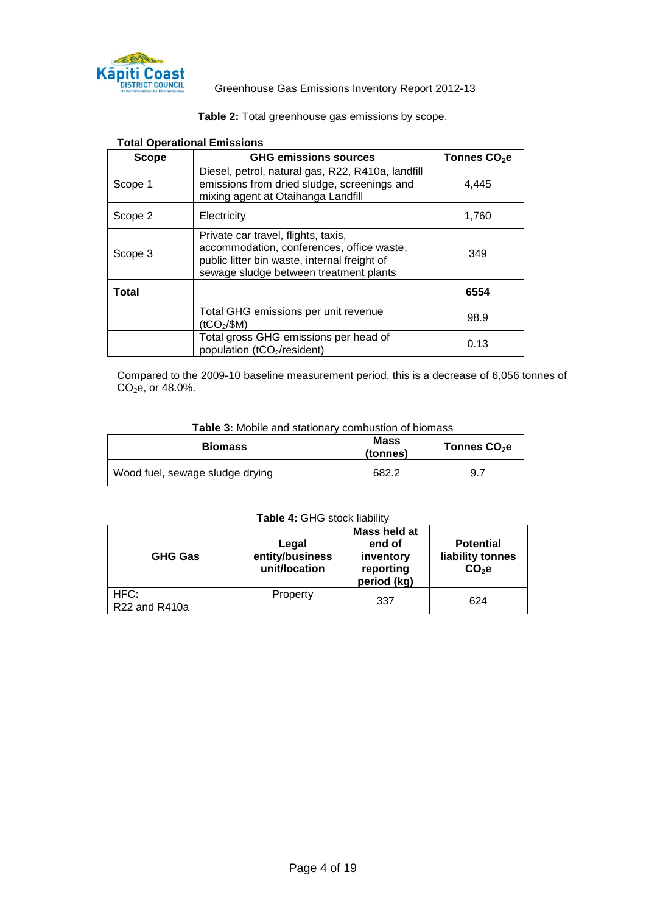**Table 2:** Total greenhouse gas emissions by scope.

**Total Operational Emissions**

| Scope | GHG emissions sources | Tonnes $CO_2e$ |
|---|---|---|
| Scope 1 | Diesel, petrol, natural gas, R22, R410a, landfill emissions from dried sludge, screenings and mixing agent at Otaihanga Landfill | 4,445 |
| Scope 2 | Electricity | 1,760 |
| Scope 3 | Private car travel, flights, taxis, accommodation, conferences, office waste, public litter bin waste, internal freight of sewage sludge between treatment plants | 349 |
| **Total** | | **6554** |
| | Total GHG emissions per unit revenue ($tCO_2$/$M) | 98.9 |
| | Total gross GHG emissions per head of population ($tCO_2$/resident) | 0.13 |

Compared to the 2009-10 baseline measurement period, this is a decrease of 6,056 tonnes of $CO_2e$, or 48.0%.

**Table 3:** Mobile and stationary combustion of biomass

| Biomass | Mass (tonnes) | Tonnes $CO_2e$ |
|---|---|---|
| Wood fuel, sewage sludge drying | 682.2 | 9.7 |

**Table 4:** GHG stock liability

| GHG Gas | Legal entity/business unit/location | Mass held at end of inventory reporting period (kg) | Potential liability tonnes $CO_2e$ |
|---|---|---|---|
| HFC: R22 and R410a | Property | 337 | 624 |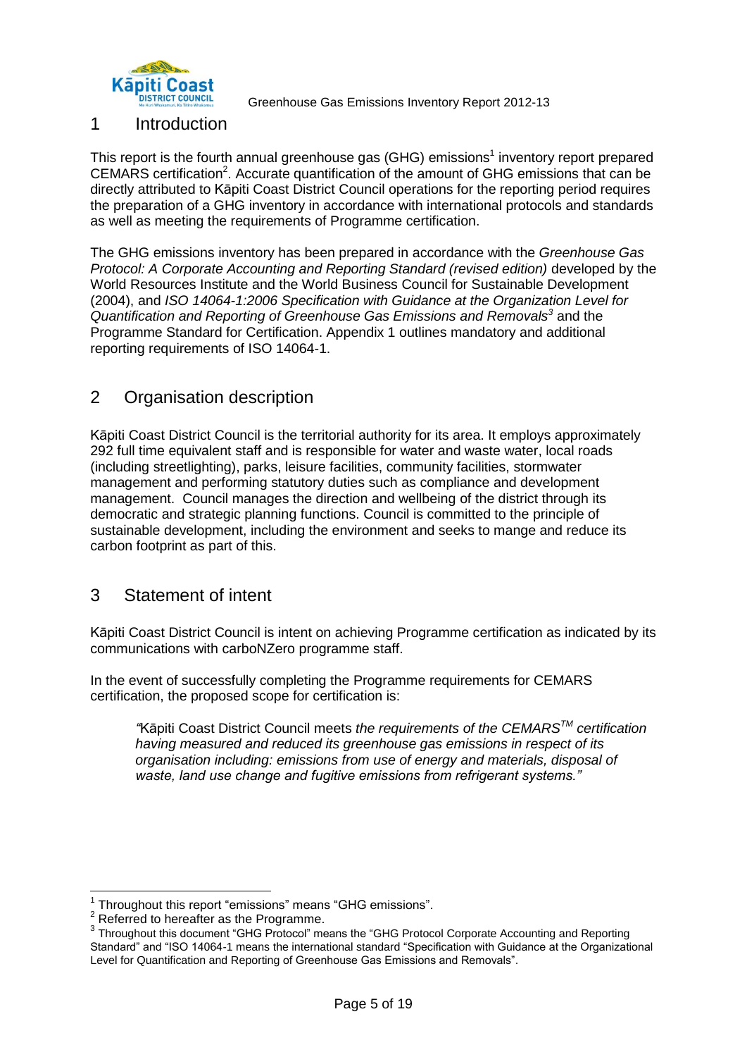# 1 Introduction

This report is the fourth annual greenhouse gas (GHG) emissions[1] inventory report prepared CEMARS certification[2]. Accurate quantification of the amount of GHG emissions that can be directly attributed to Kāpiti Coast District Council operations for the reporting period requires the preparation of a GHG inventory in accordance with international protocols and standards as well as meeting the requirements of Programme certification.

The GHG emissions inventory has been prepared in accordance with the *Greenhouse Gas Protocol: A Corporate Accounting and Reporting Standard (revised edition)* developed by the World Resources Institute and the World Business Council for Sustainable Development (2004), and *ISO 14064-1:2006 Specification with Guidance at the Organization Level for Quantification and Reporting of Greenhouse Gas Emissions and Removals*[3] and the Programme Standard for Certification. Appendix 1 outlines mandatory and additional reporting requirements of ISO 14064-1.

# 2 Organisation description

Kāpiti Coast District Council is the territorial authority for its area. It employs approximately 292 full time equivalent staff and is responsible for water and waste water, local roads (including streetlighting), parks, leisure facilities, community facilities, stormwater management and performing statutory duties such as compliance and development management. Council manages the direction and wellbeing of the district through its democratic and strategic planning functions. Council is committed to the principle of sustainable development, including the environment and seeks to mange and reduce its carbon footprint as part of this.

# 3 Statement of intent

Kāpiti Coast District Council is intent on achieving Programme certification as indicated by its communications with carboNZero programme staff.

In the event of successfully completing the Programme requirements for CEMARS certification, the proposed scope for certification is:

> *"*Kāpiti Coast District Council meets *the requirements of the CEMARS™ certification having measured and reduced its greenhouse gas emissions in respect of its organisation including: emissions from use of energy and materials, disposal of waste, land use change and fugitive emissions from refrigerant systems."*

---

[1] Throughout this report "emissions" means "GHG emissions".

[2] Referred to hereafter as the Programme.

[3] Throughout this document "GHG Protocol" means the "GHG Protocol Corporate Accounting and Reporting Standard" and "ISO 14064-1 means the international standard "Specification with Guidance at the Organizational Level for Quantification and Reporting of Greenhouse Gas Emissions and Removals".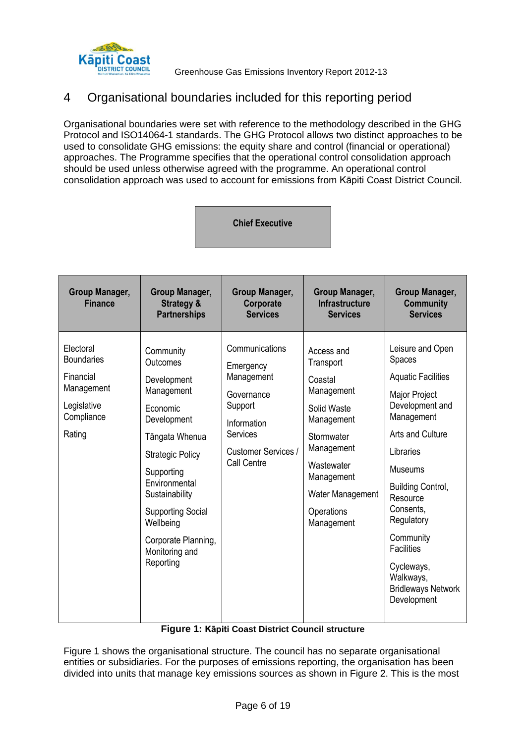## 4 Organisational boundaries included for this reporting period

Organisational boundaries were set with reference to the methodology described in the GHG Protocol and ISO14064-1 standards. The GHG Protocol allows two distinct approaches to be used to consolidate GHG emissions: the equity share and control (financial or operational) approaches. The Programme specifies that the operational control consolidation approach should be used unless otherwise agreed with the programme. An operational control consolidation approach was used to account for emissions from Kāpiti Coast District Council.

**Chief Executive**

| Group Manager, Finance | Group Manager, Strategy & Partnerships | Group Manager, Corporate Services | Group Manager, Infrastructure Services | Group Manager, Community Services |
|---|---|---|---|---|
| Electoral Boundaries | Community Outcomes | Communications | Access and Transport | Leisure and Open Spaces |
| Financial Management | Development Management | Emergency Management | Coastal Management | Aquatic Facilities |
| Legislative Compliance | Economic Development | Governance Support | Solid Waste Management | Major Project Development and Management |
| Rating | Tāngata Whenua | Information Services | Stormwater Management | Arts and Culture |
| | Strategic Policy | Customer Services / Call Centre | Wastewater Management | Libraries |
| | Supporting Environmental Sustainability | | Water Management | Museums |
| | Supporting Social Wellbeing | | Operations Management | Building Control, Resource Consents, Regulatory |
| | Corporate Planning, Monitoring and Reporting | | | Community Facilities |
| | | | | Cycleways, Walkways, Bridleways Network Development |

**Figure 1: Kāpiti Coast District Council structure**

Figure 1 shows the organisational structure. The council has no separate organisational entities or subsidiaries. For the purposes of emissions reporting, the organisation has been divided into units that manage key emissions sources as shown in Figure 2. This is the most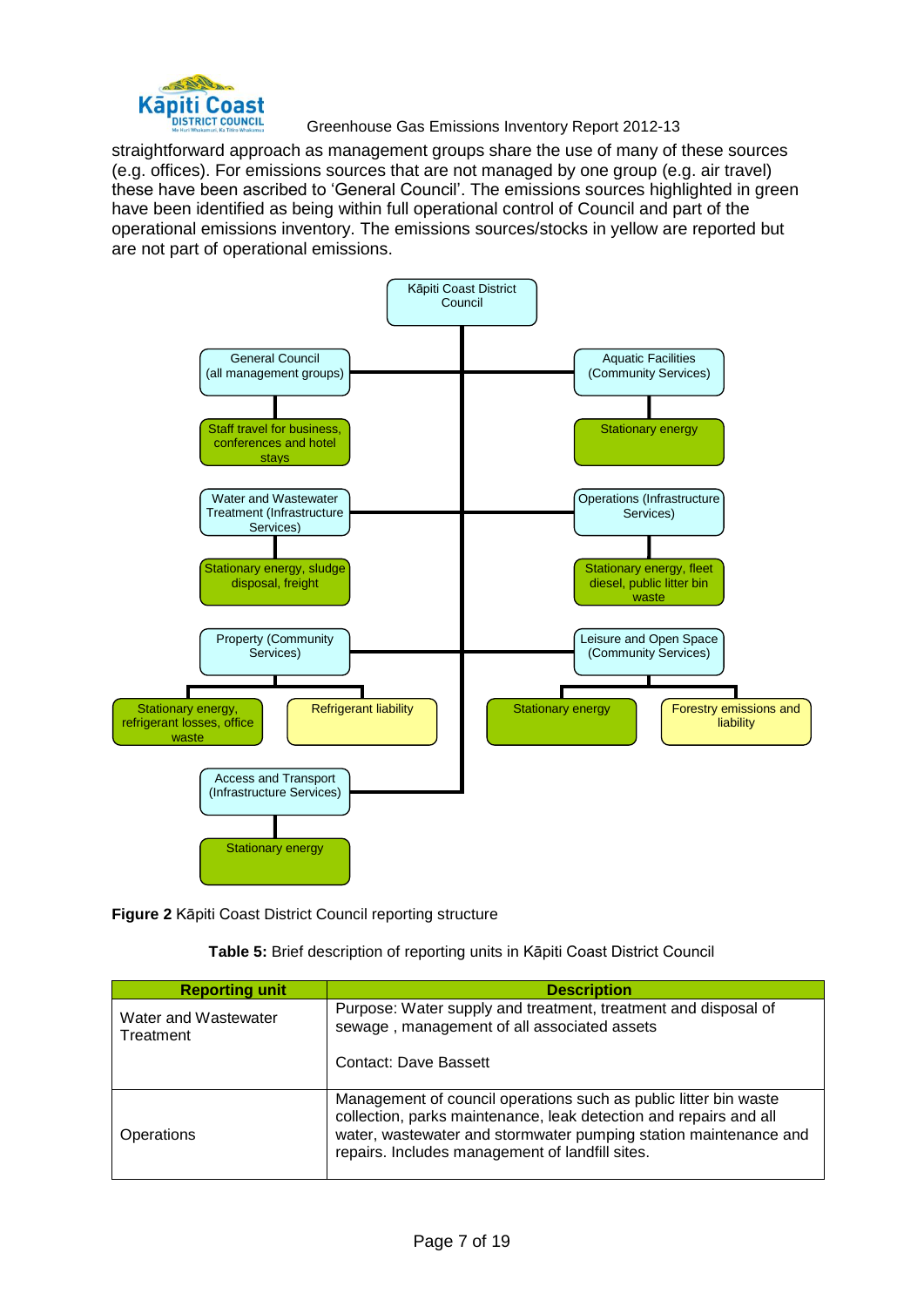straightforward approach as management groups share the use of many of these sources (e.g. offices). For emissions sources that are not managed by one group (e.g. air travel) these have been ascribed to 'General Council'. The emissions sources highlighted in green have been identified as being within full operational control of Council and part of the operational emissions inventory. The emissions sources/stocks in yellow are reported but are not part of operational emissions.

- Kāpiti Coast District Council
  - General Council (all management groups)
    - Staff travel for business, conferences and hotel stays
  - Aquatic Facilities (Community Services)
    - Stationary energy
  - Water and Wastewater Treatment (Infrastructure Services)
    - Stationary energy, sludge disposal, freight
  - Operations (Infrastructure Services)
    - Stationary energy, fleet diesel, public litter bin waste
  - Property (Community Services)
    - Stationary energy, refrigerant losses, office waste
    - Refrigerant liability
  - Leisure and Open Space (Community Services)
    - Stationary energy
    - Forestry emissions and liability
  - Access and Transport (Infrastructure Services)
    - Stationary energy

**Figure 2** Kāpiti Coast District Council reporting structure

**Table 5:** Brief description of reporting units in Kāpiti Coast District Council

| Reporting unit | Description |
|---|---|
| Water and Wastewater Treatment | Purpose: Water supply and treatment, treatment and disposal of sewage , management of all associated assets<br><br>Contact: Dave Bassett |
| Operations | Management of council operations such as public litter bin waste collection, parks maintenance, leak detection and repairs and all water, wastewater and stormwater pumping station maintenance and repairs. Includes management of landfill sites. |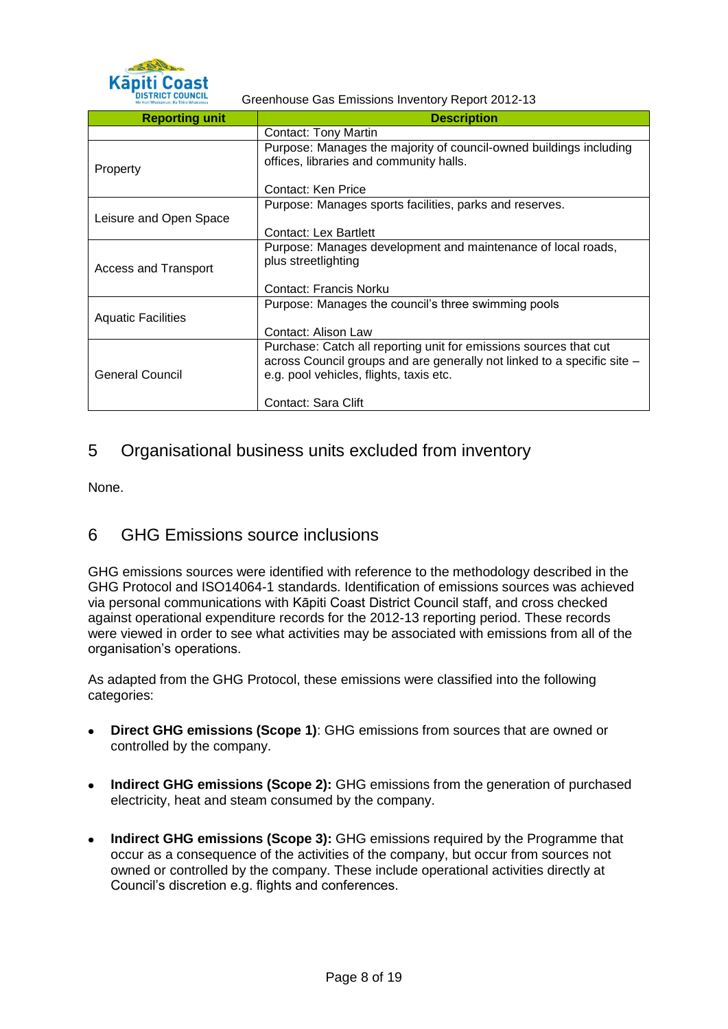| Reporting unit | Description |
|---|---|
| | Contact: Tony Martin |
| Property | Purpose: Manages the majority of council-owned buildings including offices, libraries and community halls.<br><br>Contact: Ken Price |
| Leisure and Open Space | Purpose: Manages sports facilities, parks and reserves.<br><br>Contact: Lex Bartlett |
| Access and Transport | Purpose: Manages development and maintenance of local roads, plus streetlighting<br><br>Contact: Francis Norku |
| Aquatic Facilities | Purpose: Manages the council's three swimming pools<br><br>Contact: Alison Law |
| General Council | Purchase: Catch all reporting unit for emissions sources that cut across Council groups and are generally not linked to a specific site – e.g. pool vehicles, flights, taxis etc.<br><br>Contact: Sara Clift |

## 5 Organisational business units excluded from inventory

None.

## 6 GHG Emissions source inclusions

GHG emissions sources were identified with reference to the methodology described in the GHG Protocol and ISO14064-1 standards. Identification of emissions sources was achieved via personal communications with Kāpiti Coast District Council staff, and cross checked against operational expenditure records for the 2012-13 reporting period. These records were viewed in order to see what activities may be associated with emissions from all of the organisation's operations.

As adapted from the GHG Protocol, these emissions were classified into the following categories:

- **Direct GHG emissions (Scope 1)**: GHG emissions from sources that are owned or controlled by the company.
- **Indirect GHG emissions (Scope 2):** GHG emissions from the generation of purchased electricity, heat and steam consumed by the company.
- **Indirect GHG emissions (Scope 3):** GHG emissions required by the Programme that occur as a consequence of the activities of the company, but occur from sources not owned or controlled by the company. These include operational activities directly at Council's discretion e.g. flights and conferences.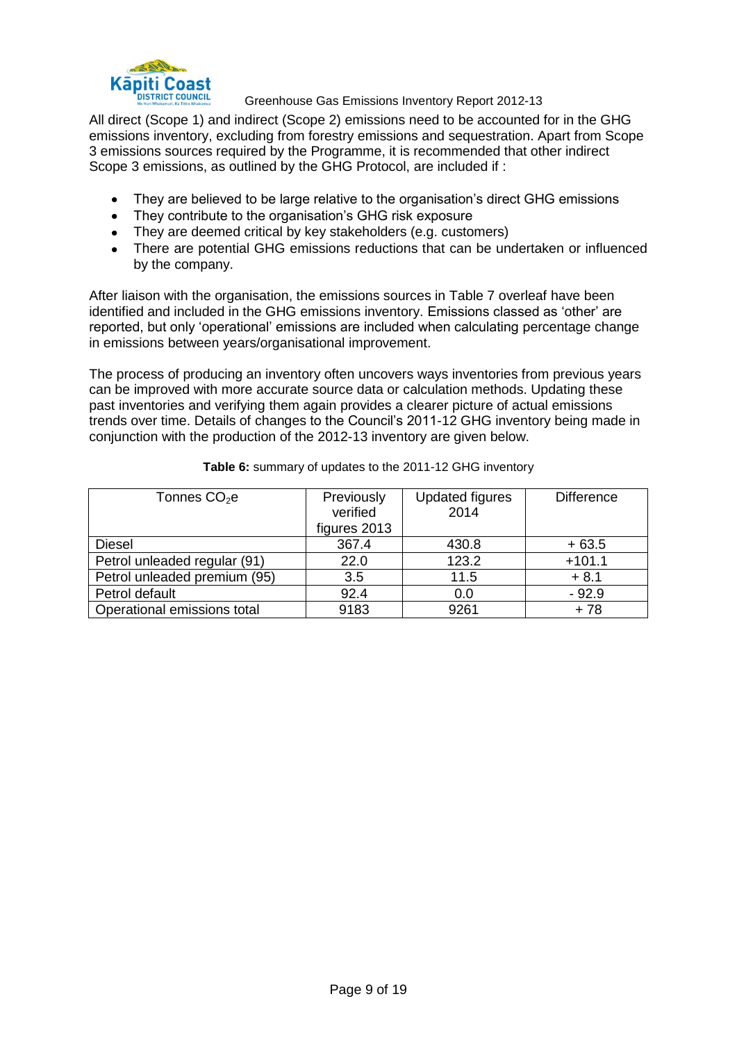All direct (Scope 1) and indirect (Scope 2) emissions need to be accounted for in the GHG emissions inventory, excluding from forestry emissions and sequestration. Apart from Scope 3 emissions sources required by the Programme, it is recommended that other indirect Scope 3 emissions, as outlined by the GHG Protocol, are included if :

- They are believed to be large relative to the organisation's direct GHG emissions
- They contribute to the organisation's GHG risk exposure
- They are deemed critical by key stakeholders (e.g. customers)
- There are potential GHG emissions reductions that can be undertaken or influenced by the company.

After liaison with the organisation, the emissions sources in Table 7 overleaf have been identified and included in the GHG emissions inventory. Emissions classed as 'other' are reported, but only 'operational' emissions are included when calculating percentage change in emissions between years/organisational improvement.

The process of producing an inventory often uncovers ways inventories from previous years can be improved with more accurate source data or calculation methods. Updating these past inventories and verifying them again provides a clearer picture of actual emissions trends over time. Details of changes to the Council's 2011-12 GHG inventory being made in conjunction with the production of the 2012-13 inventory are given below.

**Table 6:** summary of updates to the 2011-12 GHG inventory

| Tonnes $CO_2e$ | Previously verified figures 2013 | Updated figures 2014 | Difference |
|---|---|---|---|
| Diesel | 367.4 | 430.8 | + 63.5 |
| Petrol unleaded regular (91) | 22.0 | 123.2 | +101.1 |
| Petrol unleaded premium (95) | 3.5 | 11.5 | + 8.1 |
| Petrol default | 92.4 | 0.0 | - 92.9 |
| Operational emissions total | 9183 | 9261 | + 78 |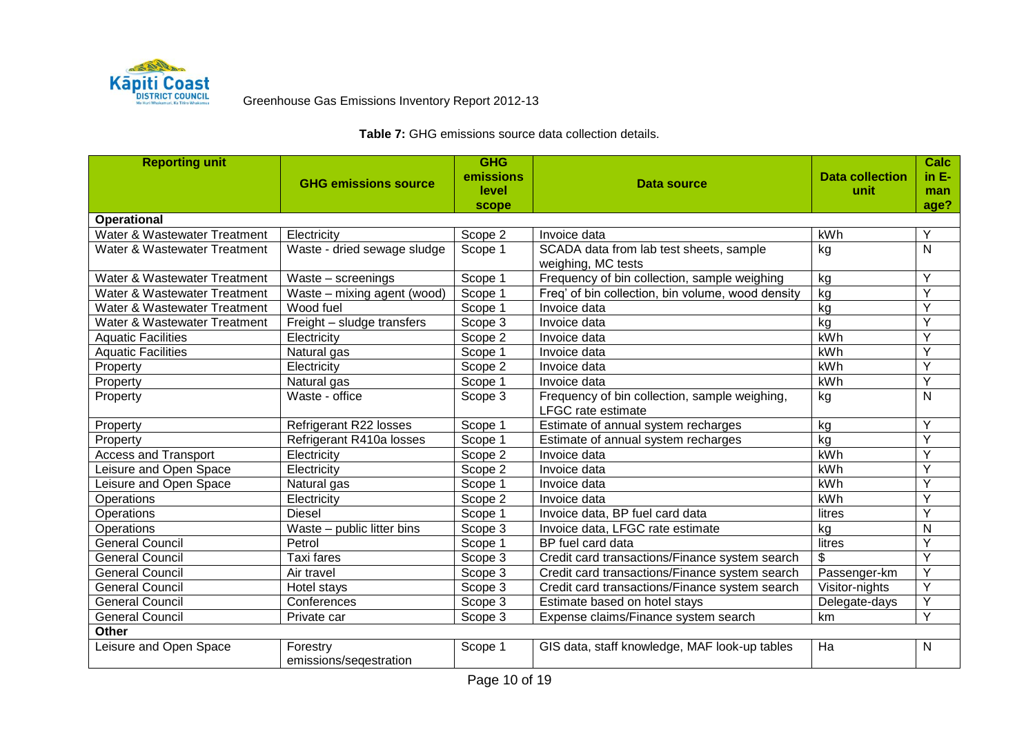**Table 7:** GHG emissions source data collection details.

| Reporting unit | GHG emissions source | GHG emissions level scope | Data source | Data collection unit | Calc in E-manage? |
|---|---|---|---|---|---|
| **Operational** | | | | | |
| Water & Wastewater Treatment | Electricity | Scope 2 | Invoice data | kWh | Y |
| Water & Wastewater Treatment | Waste - dried sewage sludge | Scope 1 | SCADA data from lab test sheets, sample weighing, MC tests | kg | N |
| Water & Wastewater Treatment | Waste – screenings | Scope 1 | Frequency of bin collection, sample weighing | kg | Y |
| Water & Wastewater Treatment | Waste – mixing agent (wood) | Scope 1 | Freq' of bin collection, bin volume, wood density | kg | Y |
| Water & Wastewater Treatment | Wood fuel | Scope 1 | Invoice data | kg | Y |
| Water & Wastewater Treatment | Freight – sludge transfers | Scope 3 | Invoice data | kg | Y |
| Aquatic Facilities | Electricity | Scope 2 | Invoice data | kWh | Y |
| Aquatic Facilities | Natural gas | Scope 1 | Invoice data | kWh | Y |
| Property | Electricity | Scope 2 | Invoice data | kWh | Y |
| Property | Natural gas | Scope 1 | Invoice data | kWh | Y |
| Property | Waste - office | Scope 3 | Frequency of bin collection, sample weighing, LFGC rate estimate | kg | N |
| Property | Refrigerant R22 losses | Scope 1 | Estimate of annual system recharges | kg | Y |
| Property | Refrigerant R410a losses | Scope 1 | Estimate of annual system recharges | kg | Y |
| Access and Transport | Electricity | Scope 2 | Invoice data | kWh | Y |
| Leisure and Open Space | Electricity | Scope 2 | Invoice data | kWh | Y |
| Leisure and Open Space | Natural gas | Scope 1 | Invoice data | kWh | Y |
| Operations | Electricity | Scope 2 | Invoice data | kWh | Y |
| Operations | Diesel | Scope 1 | Invoice data, BP fuel card data | litres | Y |
| Operations | Waste – public litter bins | Scope 3 | Invoice data, LFGC rate estimate | kg | N |
| General Council | Petrol | Scope 1 | BP fuel card data | litres | Y |
| General Council | Taxi fares | Scope 3 | Credit card transactions/Finance system search | $ | Y |
| General Council | Air travel | Scope 3 | Credit card transactions/Finance system search | Passenger-km | Y |
| General Council | Hotel stays | Scope 3 | Credit card transactions/Finance system search | Visitor-nights | Y |
| General Council | Conferences | Scope 3 | Estimate based on hotel stays | Delegate-days | Y |
| General Council | Private car | Scope 3 | Expense claims/Finance system search | km | Y |
| **Other** | | | | | |
| Leisure and Open Space | Forestry emissions/seqestration | Scope 1 | GIS data, staff knowledge, MAF look-up tables | Ha | N |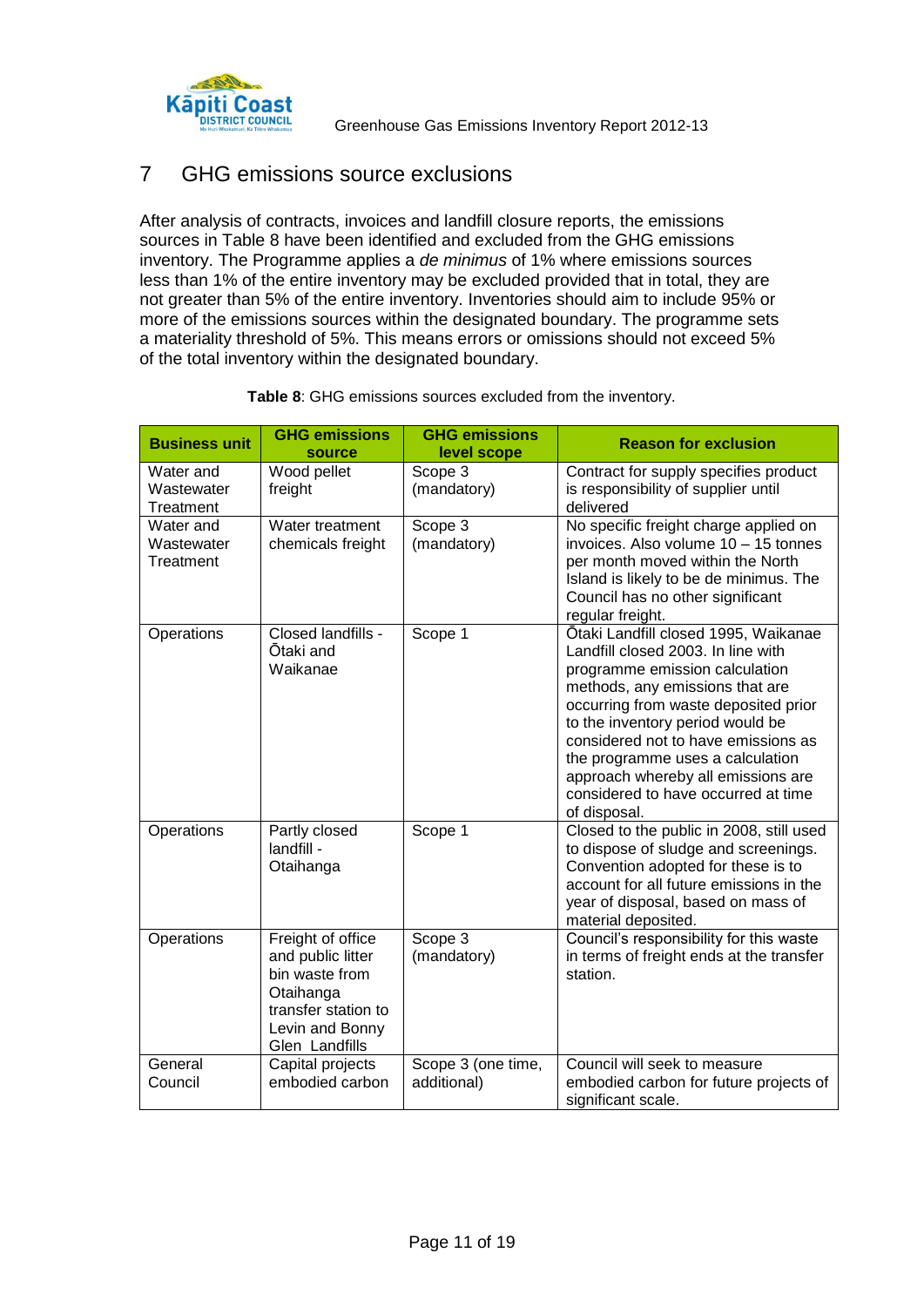# 7 GHG emissions source exclusions

After analysis of contracts, invoices and landfill closure reports, the emissions sources in Table 8 have been identified and excluded from the GHG emissions inventory. The Programme applies a *de minimus* of 1% where emissions sources less than 1% of the entire inventory may be excluded provided that in total, they are not greater than 5% of the entire inventory. Inventories should aim to include 95% or more of the emissions sources within the designated boundary. The programme sets a materiality threshold of 5%. This means errors or omissions should not exceed 5% of the total inventory within the designated boundary.

**Table 8**: GHG emissions sources excluded from the inventory.

| Business unit | GHG emissions source | GHG emissions level scope | Reason for exclusion |
|---|---|---|---|
| Water and Wastewater Treatment | Wood pellet freight | Scope 3 (mandatory) | Contract for supply specifies product is responsibility of supplier until delivered |
| Water and Wastewater Treatment | Water treatment chemicals freight | Scope 3 (mandatory) | No specific freight charge applied on invoices. Also volume 10 – 15 tonnes per month moved within the North Island is likely to be de minimus. The Council has no other significant regular freight. |
| Operations | Closed landfills - Ōtaki and Waikanae | Scope 1 | Ōtaki Landfill closed 1995, Waikanae Landfill closed 2003. In line with programme emission calculation methods, any emissions that are occurring from waste deposited prior to the inventory period would be considered not to have emissions as the programme uses a calculation approach whereby all emissions are considered to have occurred at time of disposal. |
| Operations | Partly closed landfill - Otaihanga | Scope 1 | Closed to the public in 2008, still used to dispose of sludge and screenings. Convention adopted for these is to account for all future emissions in the year of disposal, based on mass of material deposited. |
| Operations | Freight of office and public litter bin waste from Otaihanga transfer station to Levin and Bonny Glen Landfills | Scope 3 (mandatory) | Council's responsibility for this waste in terms of freight ends at the transfer station. |
| General Council | Capital projects embodied carbon | Scope 3 (one time, additional) | Council will seek to measure embodied carbon for future projects of significant scale. |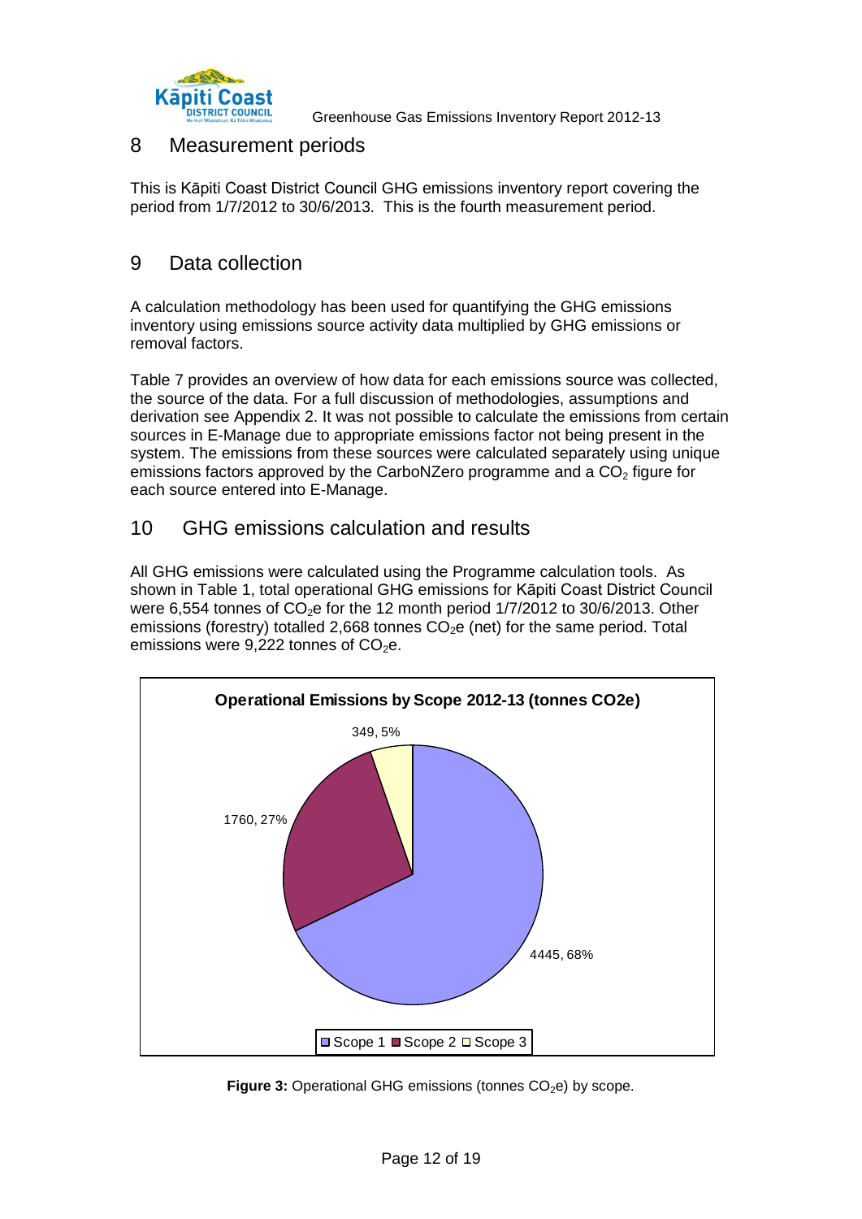## 8 Measurement periods

This is Kāpiti Coast District Council GHG emissions inventory report covering the period from 1/7/2012 to 30/6/2013. This is the fourth measurement period.

## 9 Data collection

A calculation methodology has been used for quantifying the GHG emissions inventory using emissions source activity data multiplied by GHG emissions or removal factors.

Table 7 provides an overview of how data for each emissions source was collected, the source of the data. For a full discussion of methodologies, assumptions and derivation see Appendix 2. It was not possible to calculate the emissions from certain sources in E-Manage due to appropriate emissions factor not being present in the system. The emissions from these sources were calculated separately using unique emissions factors approved by the CarboNZero programme and a $CO_2$ figure for each source entered into E-Manage.

## 10 GHG emissions calculation and results

All GHG emissions were calculated using the Programme calculation tools. As shown in Table 1, total operational GHG emissions for Kāpiti Coast District Council were 6,554 tonnes of $CO_2e$ for the 12 month period 1/7/2012 to 30/6/2013. Other emissions (forestry) totalled 2,668 tonnes $CO_2e$ (net) for the same period. Total emissions were 9,222 tonnes of $CO_2e$.

**Operational Emissions by Scope 2012-13 (tonnes CO2e)**

| Scope | Tonnes CO2e | Percentage |
|---|---|---|
| Scope 1 | 4445 | 68% |
| Scope 2 | 1760 | 27% |
| Scope 3 | 349 | 5% |

**Figure 3:** Operational GHG emissions (tonnes $CO_2e$) by scope.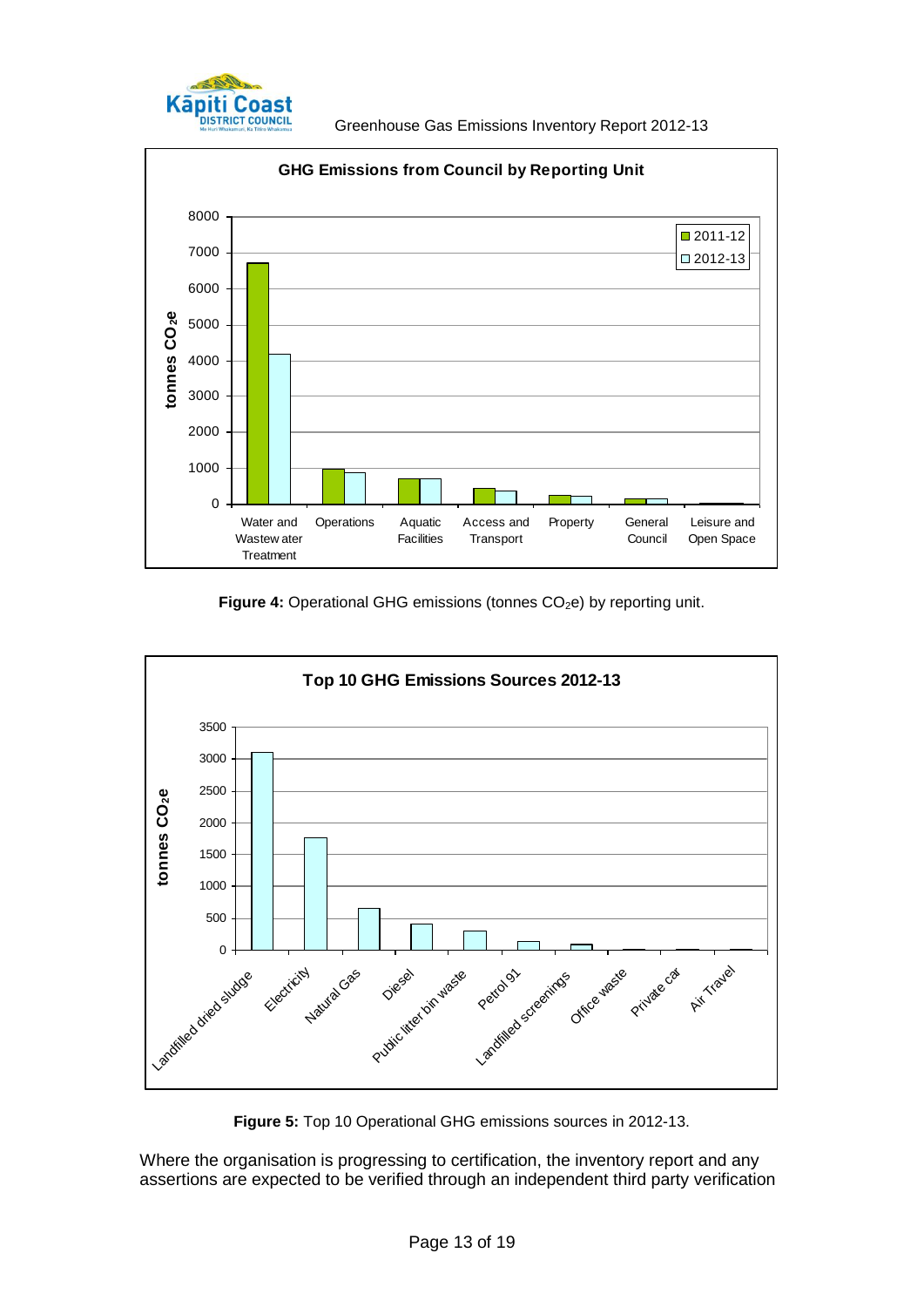GHG Emissions from Council by Reporting Unit

**Figure 4:** Operational GHG emissions (tonnes $CO_2e$) by reporting unit.

Top 10 GHG Emissions Sources 2012-13

**Figure 5:** Top 10 Operational GHG emissions sources in 2012-13.

Where the organisation is progressing to certification, the inventory report and any assertions are expected to be verified through an independent third party verification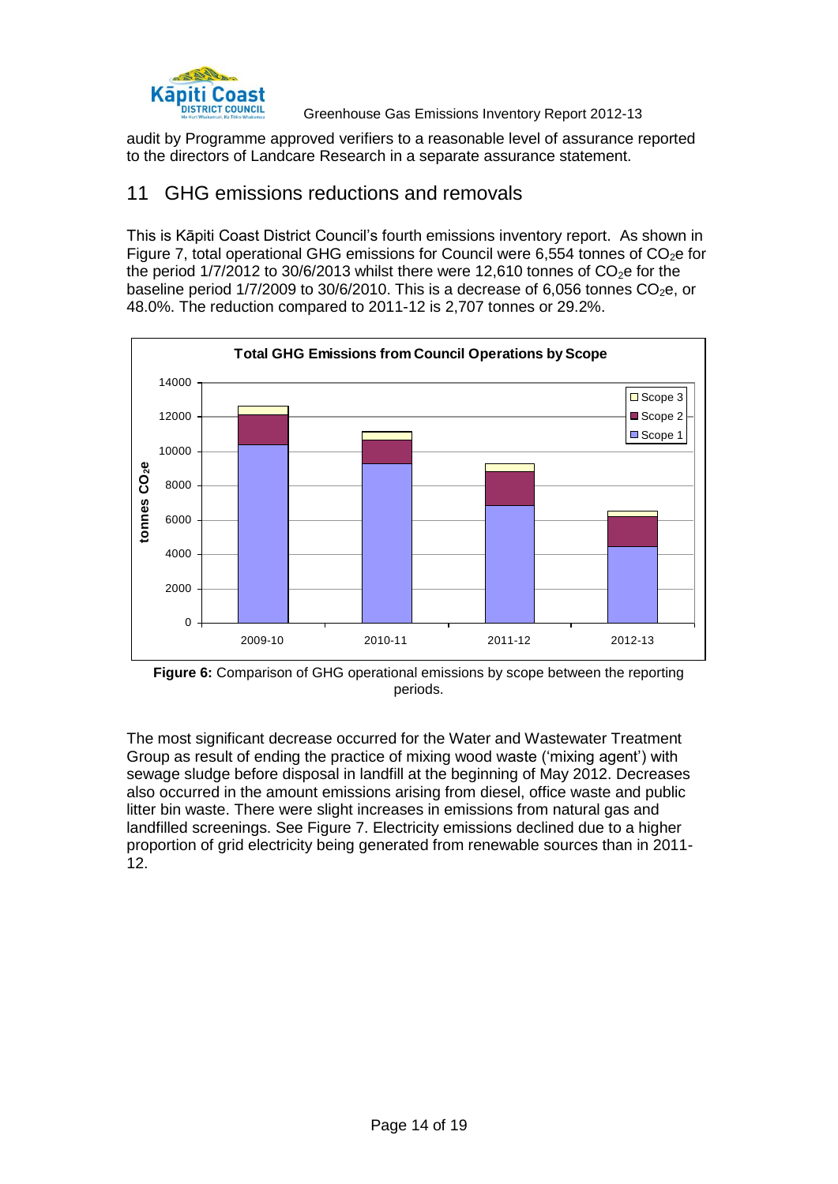audit by Programme approved verifiers to a reasonable level of assurance reported to the directors of Landcare Research in a separate assurance statement.

## 11 GHG emissions reductions and removals

This is Kāpiti Coast District Council's fourth emissions inventory report. As shown in Figure 7, total operational GHG emissions for Council were 6,554 tonnes of $CO_2e$ for the period 1/7/2012 to 30/6/2013 whilst there were 12,610 tonnes of $CO_2e$ for the baseline period 1/7/2009 to 30/6/2010. This is a decrease of 6,056 tonnes $CO_2e$, or 48.0%. The reduction compared to 2011-12 is 2,707 tonnes or 29.2%.

**Figure 6:** Comparison of GHG operational emissions by scope between the reporting periods.

The most significant decrease occurred for the Water and Wastewater Treatment Group as result of ending the practice of mixing wood waste ('mixing agent') with sewage sludge before disposal in landfill at the beginning of May 2012. Decreases also occurred in the amount emissions arising from diesel, office waste and public litter bin waste. There were slight increases in emissions from natural gas and landfilled screenings. See Figure 7. Electricity emissions declined due to a higher proportion of grid electricity being generated from renewable sources than in 2011-12.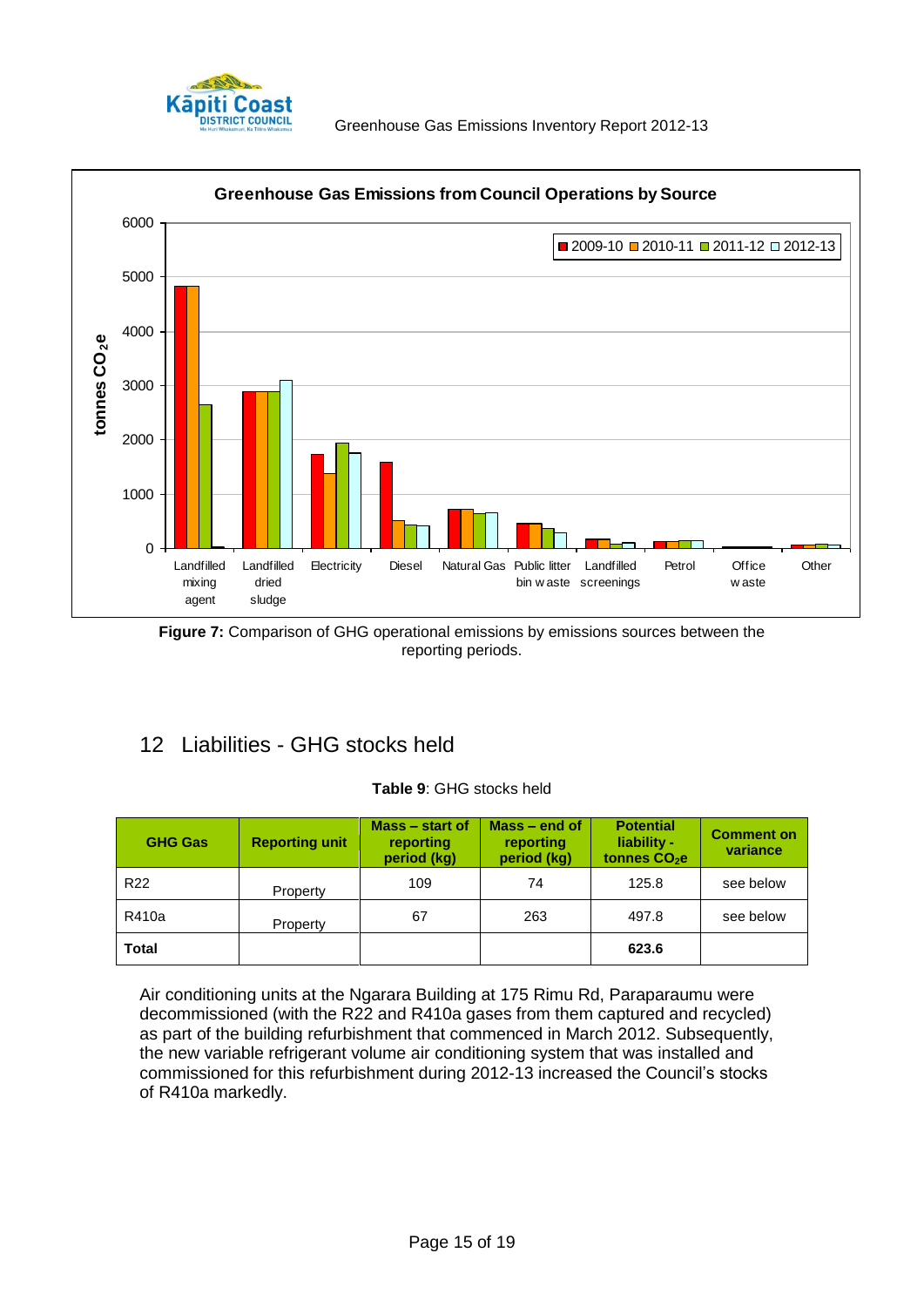**Figure 7:** Comparison of GHG operational emissions by emissions sources between the reporting periods.

## 12 Liabilities - GHG stocks held

**Table 9**: GHG stocks held

| GHG Gas | Reporting unit | Mass – start of reporting period (kg) | Mass – end of reporting period (kg) | Potential liability - tonnes $CO_2e$ | Comment on variance |
|---|---|---|---|---|---|
| R22 | Property | 109 | 74 | 125.8 | see below |
| R410a | Property | 67 | 263 | 497.8 | see below |
| **Total** | | | | **623.6** | |

Air conditioning units at the Ngarara Building at 175 Rimu Rd, Paraparaumu were decommissioned (with the R22 and R410a gases from them captured and recycled) as part of the building refurbishment that commenced in March 2012. Subsequently, the new variable refrigerant volume air conditioning system that was installed and commissioned for this refurbishment during 2012-13 increased the Council's stocks of R410a markedly.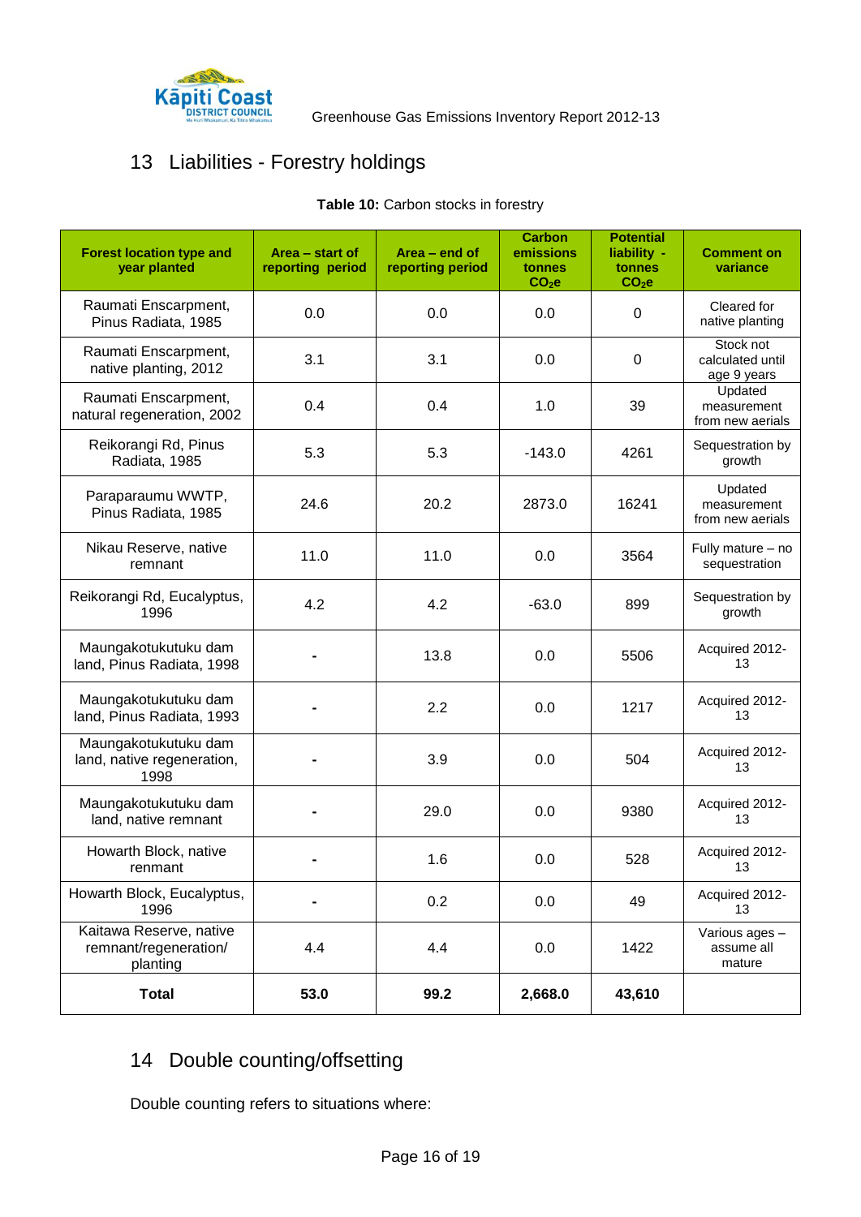## 13 Liabilities - Forestry holdings

**Table 10:** Carbon stocks in forestry

| Forest location type and year planted | Area – start of reporting period | Area – end of reporting period | Carbon emissions tonnes $CO_2e$ | Potential liability - tonnes $CO_2e$ | Comment on variance |
|---|---|---|---|---|---|
| Raumati Enscarpment, Pinus Radiata, 1985 | 0.0 | 0.0 | 0.0 | 0 | Cleared for native planting |
| Raumati Enscarpment, native planting, 2012 | 3.1 | 3.1 | 0.0 | 0 | Stock not calculated until age 9 years |
| Raumati Enscarpment, natural regeneration, 2002 | 0.4 | 0.4 | 1.0 | 39 | Updated measurement from new aerials |
| Reikorangi Rd, Pinus Radiata, 1985 | 5.3 | 5.3 | -143.0 | 4261 | Sequestration by growth |
| Paraparaumu WWTP, Pinus Radiata, 1985 | 24.6 | 20.2 | 2873.0 | 16241 | Updated measurement from new aerials |
| Nikau Reserve, native remnant | 11.0 | 11.0 | 0.0 | 3564 | Fully mature – no sequestration |
| Reikorangi Rd, Eucalyptus, 1996 | 4.2 | 4.2 | -63.0 | 899 | Sequestration by growth |
| Maungakotukutuku dam land, Pinus Radiata, 1998 | - | 13.8 | 0.0 | 5506 | Acquired 2012-13 |
| Maungakotukutuku dam land, Pinus Radiata, 1993 | - | 2.2 | 0.0 | 1217 | Acquired 2012-13 |
| Maungakotukutuku dam land, native regeneration, 1998 | - | 3.9 | 0.0 | 504 | Acquired 2012-13 |
| Maungakotukutuku dam land, native remnant | - | 29.0 | 0.0 | 9380 | Acquired 2012-13 |
| Howarth Block, native renmant | - | 1.6 | 0.0 | 528 | Acquired 2012-13 |
| Howarth Block, Eucalyptus, 1996 | - | 0.2 | 0.0 | 49 | Acquired 2012-13 |
| Kaitawa Reserve, native remnant/regeneration/ planting | 4.4 | 4.4 | 0.0 | 1422 | Various ages – assume all mature |
| **Total** | **53.0** | **99.2** | **2,668.0** | **43,610** | |

## 14 Double counting/offsetting

Double counting refers to situations where: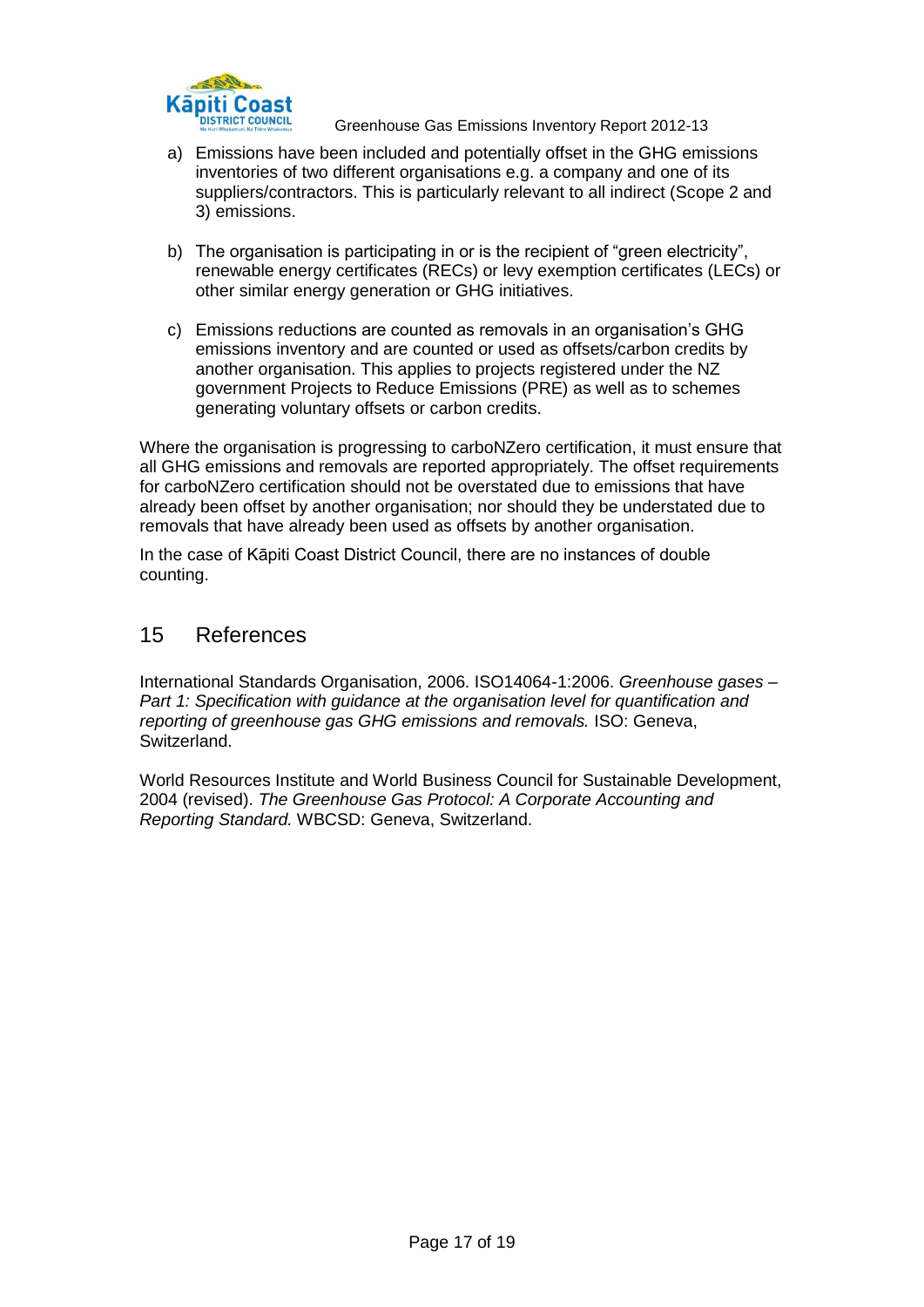a) Emissions have been included and potentially offset in the GHG emissions inventories of two different organisations e.g. a company and one of its suppliers/contractors. This is particularly relevant to all indirect (Scope 2 and 3) emissions.

b) The organisation is participating in or is the recipient of "green electricity", renewable energy certificates (RECs) or levy exemption certificates (LECs) or other similar energy generation or GHG initiatives.

c) Emissions reductions are counted as removals in an organisation's GHG emissions inventory and are counted or used as offsets/carbon credits by another organisation. This applies to projects registered under the NZ government Projects to Reduce Emissions (PRE) as well as to schemes generating voluntary offsets or carbon credits.

Where the organisation is progressing to carboNZero certification, it must ensure that all GHG emissions and removals are reported appropriately. The offset requirements for carboNZero certification should not be overstated due to emissions that have already been offset by another organisation; nor should they be understated due to removals that have already been used as offsets by another organisation.

In the case of Kāpiti Coast District Council, there are no instances of double counting.

## 15 References

International Standards Organisation, 2006. ISO14064-1:2006. *Greenhouse gases – Part 1: Specification with guidance at the organisation level for quantification and reporting of greenhouse gas GHG emissions and removals.* ISO: Geneva, Switzerland.

World Resources Institute and World Business Council for Sustainable Development, 2004 (revised). *The Greenhouse Gas Protocol: A Corporate Accounting and Reporting Standard.* WBCSD: Geneva, Switzerland.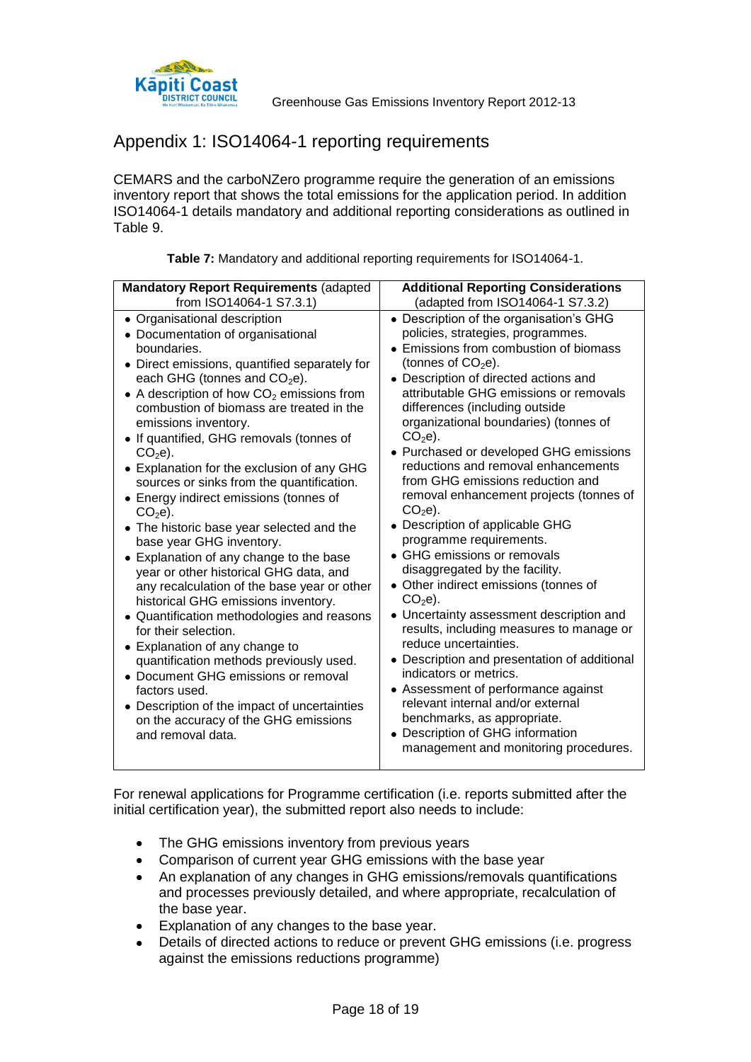# Appendix 1: ISO14064-1 reporting requirements

CEMARS and the carboNZero programme require the generation of an emissions inventory report that shows the total emissions for the application period. In addition ISO14064-1 details mandatory and additional reporting considerations as outlined in Table 9.

**Table 7:** Mandatory and additional reporting requirements for ISO14064-1.

| **Mandatory Report Requirements** (adapted from ISO14064-1 S7.3.1) | **Additional Reporting Considerations** (adapted from ISO14064-1 S7.3.2) |
|---|---|
| • Organisational description<br>• Documentation of organisational boundaries.<br>• Direct emissions, quantified separately for each GHG (tonnes and $CO_2e$).<br>• A description of how $CO_2$ emissions from combustion of biomass are treated in the emissions inventory.<br>• If quantified, GHG removals (tonnes of $CO_2e$).<br>• Explanation for the exclusion of any GHG sources or sinks from the quantification.<br>• Energy indirect emissions (tonnes of $CO_2e$).<br>• The historic base year selected and the base year GHG inventory.<br>• Explanation of any change to the base year or other historical GHG data, and any recalculation of the base year or other historical GHG emissions inventory.<br>• Quantification methodologies and reasons for their selection.<br>• Explanation of any change to quantification methods previously used.<br>• Document GHG emissions or removal factors used.<br>• Description of the impact of uncertainties on the accuracy of the GHG emissions and removal data. | • Description of the organisation's GHG policies, strategies, programmes.<br>• Emissions from combustion of biomass (tonnes of $CO_2e$).<br>• Description of directed actions and attributable GHG emissions or removals differences (including outside organizational boundaries) (tonnes of $CO_2e$).<br>• Purchased or developed GHG emissions reductions and removal enhancements from GHG emissions reduction and removal enhancement projects (tonnes of $CO_2e$).<br>• Description of applicable GHG programme requirements.<br>• GHG emissions or removals disaggregated by the facility.<br>• Other indirect emissions (tonnes of $CO_2e$).<br>• Uncertainty assessment description and results, including measures to manage or reduce uncertainties.<br>• Description and presentation of additional indicators or metrics.<br>• Assessment of performance against relevant internal and/or external benchmarks, as appropriate.<br>• Description of GHG information management and monitoring procedures. |

For renewal applications for Programme certification (i.e. reports submitted after the initial certification year), the submitted report also needs to include:

- The GHG emissions inventory from previous years
- Comparison of current year GHG emissions with the base year
- An explanation of any changes in GHG emissions/removals quantifications and processes previously detailed, and where appropriate, recalculation of the base year.
- Explanation of any changes to the base year.
- Details of directed actions to reduce or prevent GHG emissions (i.e. progress against the emissions reductions programme)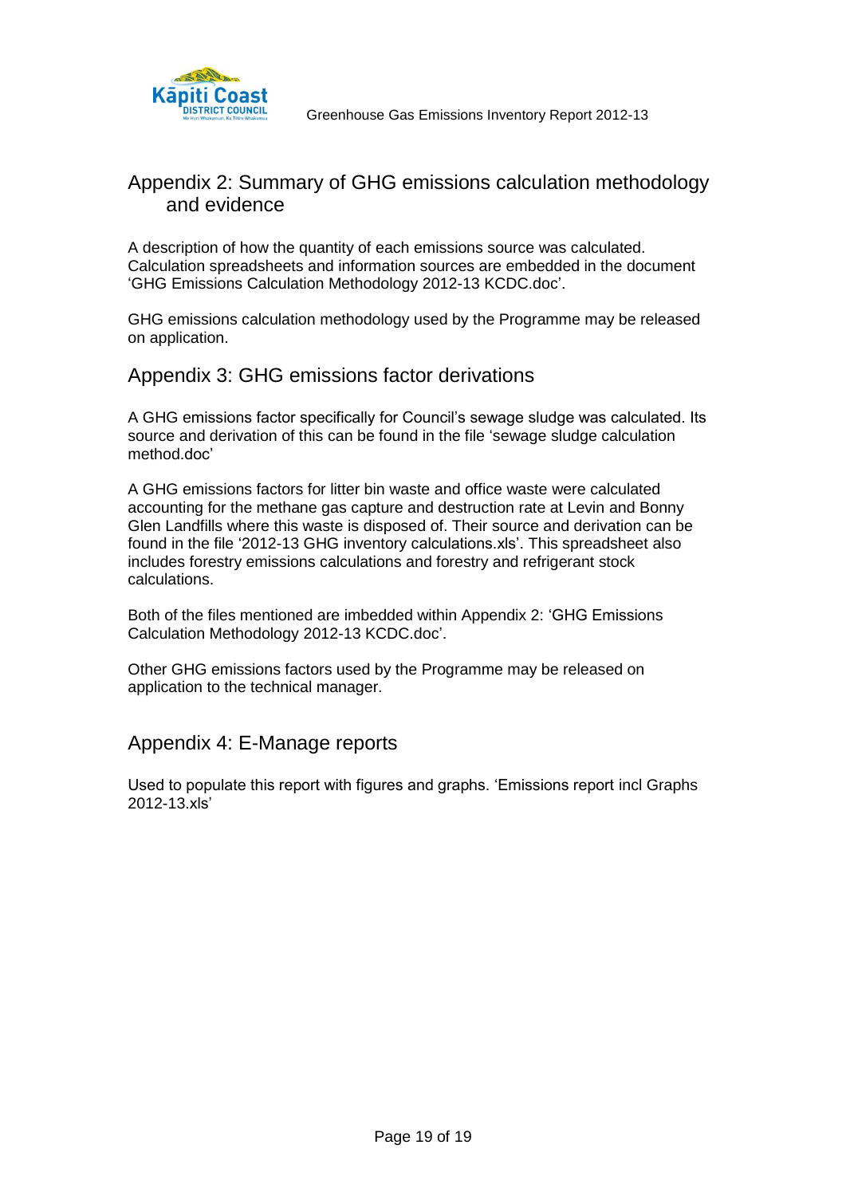## Appendix 2: Summary of GHG emissions calculation methodology and evidence

A description of how the quantity of each emissions source was calculated. Calculation spreadsheets and information sources are embedded in the document 'GHG Emissions Calculation Methodology 2012-13 KCDC.doc'.

GHG emissions calculation methodology used by the Programme may be released on application.

## Appendix 3: GHG emissions factor derivations

A GHG emissions factor specifically for Council's sewage sludge was calculated. Its source and derivation of this can be found in the file 'sewage sludge calculation method.doc'

A GHG emissions factors for litter bin waste and office waste were calculated accounting for the methane gas capture and destruction rate at Levin and Bonny Glen Landfills where this waste is disposed of. Their source and derivation can be found in the file '2012-13 GHG inventory calculations.xls'. This spreadsheet also includes forestry emissions calculations and forestry and refrigerant stock calculations.

Both of the files mentioned are imbedded within Appendix 2: 'GHG Emissions Calculation Methodology 2012-13 KCDC.doc'.

Other GHG emissions factors used by the Programme may be released on application to the technical manager.

## Appendix 4: E-Manage reports

Used to populate this report with figures and graphs. 'Emissions report incl Graphs 2012-13.xls'